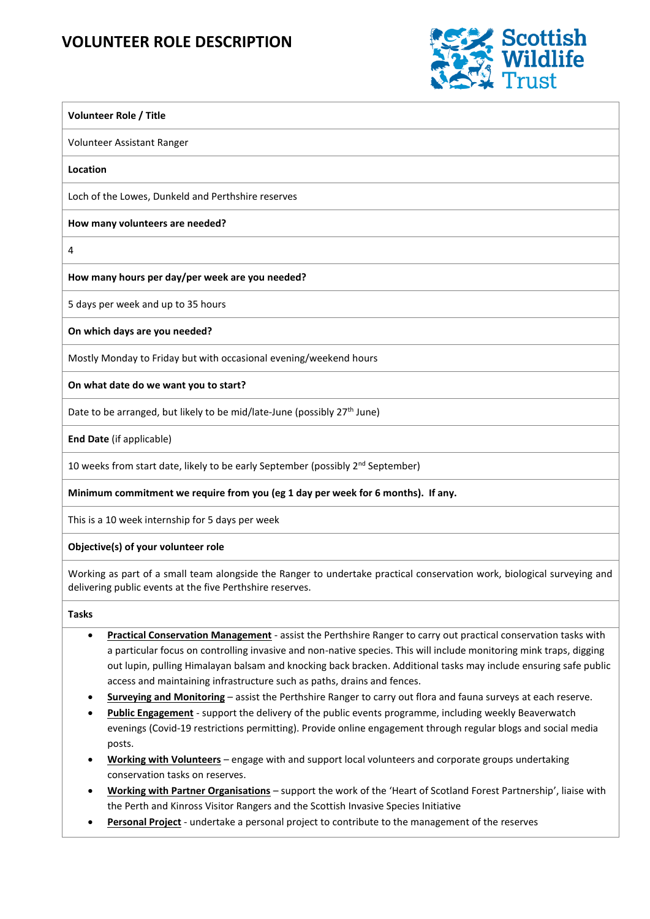# VOLUNTEER ROLE DESCRIPTION

Scottish Wildlife Trust

**Volunteer Role / Title**

Volunteer Assistant Ranger

**Location**

Loch of the Lowes, Dunkeld and Perthshire reserves

**How many volunteers are needed?**

4

**How many hours per day/per week are you needed?**

5 days per week and up to 35 hours

**On which days are you needed?**

Mostly Monday to Friday but with occasional evening/weekend hours

**On what date do we want you to start?**

Date to be arranged, but likely to be mid/late-June (possibly 27th June)

**End Date** (if applicable)

10 weeks from start date, likely to be early September (possibly 2nd September)

**Minimum commitment we require from you (eg 1 day per week for 6 months). If any.**

This is a 10 week internship for 5 days per week

**Objective(s) of your volunteer role**

Working as part of a small team alongside the Ranger to undertake practical conservation work, biological surveying and delivering public events at the five Perthshire reserves.

**Tasks**

- **Practical Conservation Management** - assist the Perthshire Ranger to carry out practical conservation tasks with a particular focus on controlling invasive and non-native species. This will include monitoring mink traps, digging out lupin, pulling Himalayan balsam and knocking back bracken. Additional tasks may include ensuring safe public access and maintaining infrastructure such as paths, drains and fences.
- **Surveying and Monitoring** – assist the Perthshire Ranger to carry out flora and fauna surveys at each reserve.
- **Public Engagement** - support the delivery of the public events programme, including weekly Beaverwatch evenings (Covid-19 restrictions permitting). Provide online engagement through regular blogs and social media posts.
- **Working with Volunteers** – engage with and support local volunteers and corporate groups undertaking conservation tasks on reserves.
- **Working with Partner Organisations** – support the work of the 'Heart of Scotland Forest Partnership', liaise with the Perth and Kinross Visitor Rangers and the Scottish Invasive Species Initiative
- **Personal Project** - undertake a personal project to contribute to the management of the reserves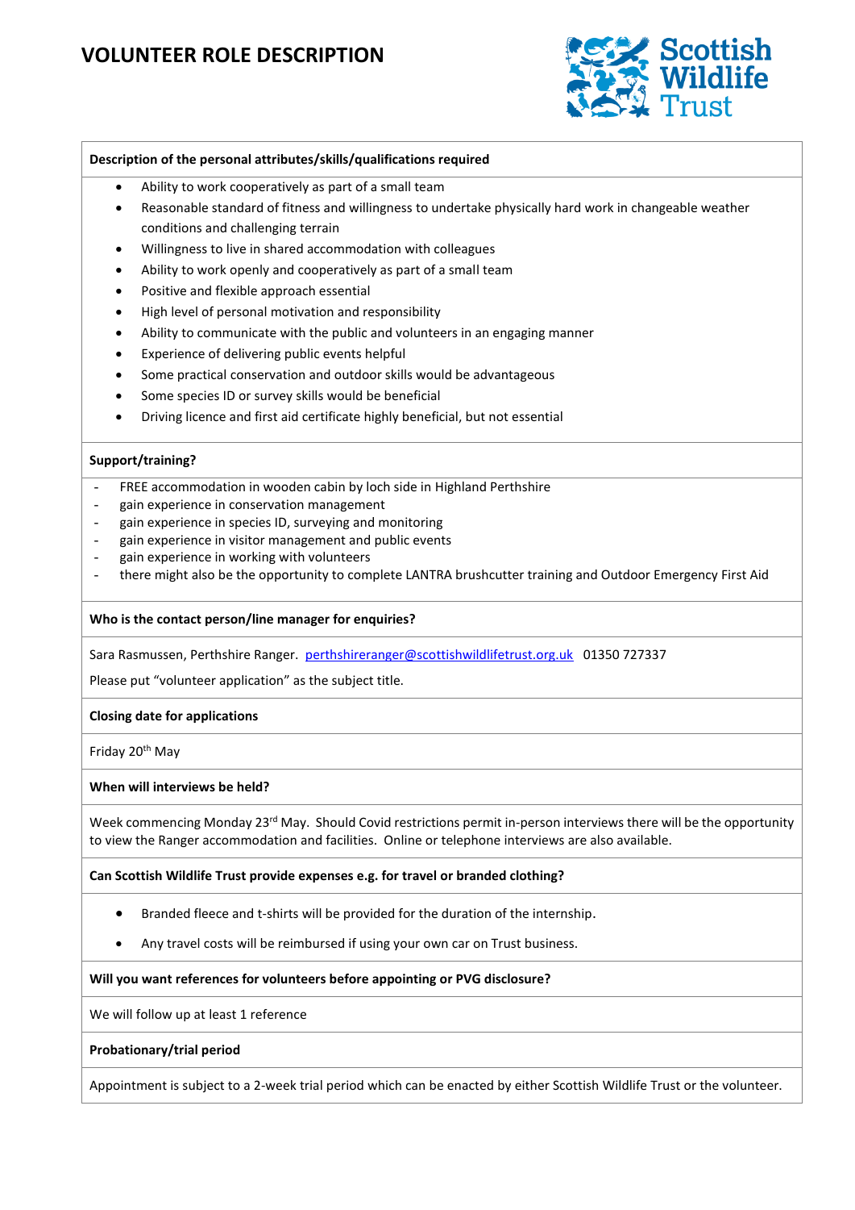# VOLUNTEER ROLE DESCRIPTION

Scottish Wildlife Trust

**Description of the personal attributes/skills/qualifications required**

- Ability to work cooperatively as part of a small team
- Reasonable standard of fitness and willingness to undertake physically hard work in changeable weather conditions and challenging terrain
- Willingness to live in shared accommodation with colleagues
- Ability to work openly and cooperatively as part of a small team
- Positive and flexible approach essential
- High level of personal motivation and responsibility
- Ability to communicate with the public and volunteers in an engaging manner
- Experience of delivering public events helpful
- Some practical conservation and outdoor skills would be advantageous
- Some species ID or survey skills would be beneficial
- Driving licence and first aid certificate highly beneficial, but not essential

**Support/training?**

- FREE accommodation in wooden cabin by loch side in Highland Perthshire
- gain experience in conservation management
- gain experience in species ID, surveying and monitoring
- gain experience in visitor management and public events
- gain experience in working with volunteers
- there might also be the opportunity to complete LANTRA brushcutter training and Outdoor Emergency First Aid

**Who is the contact person/line manager for enquiries?**

Sara Rasmussen, Perthshire Ranger. perthshireranger@scottishwildlifetrust.org.uk 01350 727337

Please put "volunteer application" as the subject title.

**Closing date for applications**

Friday 20th May

**When will interviews be held?**

Week commencing Monday 23rd May. Should Covid restrictions permit in-person interviews there will be the opportunity to view the Ranger accommodation and facilities. Online or telephone interviews are also available.

**Can Scottish Wildlife Trust provide expenses e.g. for travel or branded clothing?**

- Branded fleece and t-shirts will be provided for the duration of the internship.
- Any travel costs will be reimbursed if using your own car on Trust business.

**Will you want references for volunteers before appointing or PVG disclosure?**

We will follow up at least 1 reference

**Probationary/trial period**

Appointment is subject to a 2-week trial period which can be enacted by either Scottish Wildlife Trust or the volunteer.